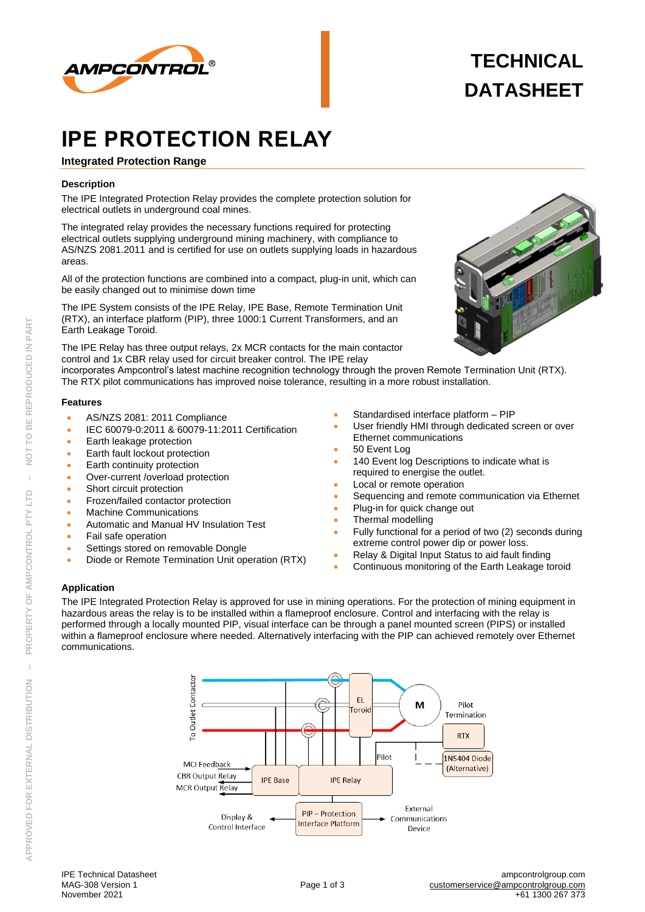# TECHNICAL DATASHEET

# IPE PROTECTION RELAY

**Integrated Protection Range**

### Description

The IPE Integrated Protection Relay provides the complete protection solution for electrical outlets in underground coal mines.

The integrated relay provides the necessary functions required for protecting electrical outlets supplying underground mining machinery, with compliance to AS/NZS 2081.2011 and is certified for use on outlets supplying loads in hazardous areas.

All of the protection functions are combined into a compact, plug-in unit, which can be easily changed out to minimise down time

The IPE System consists of the IPE Relay, IPE Base, Remote Termination Unit (RTX), an interface platform (PIP), three 1000:1 Current Transformers, and an Earth Leakage Toroid.

The IPE Relay has three output relays, 2x MCR contacts for the main contactor control and 1x CBR relay used for circuit breaker control. The IPE relay incorporates Ampcontrol's latest machine recognition technology through the proven Remote Termination Unit (RTX). The RTX pilot communications has improved noise tolerance, resulting in a more robust installation.

### Features

- AS/NZS 2081: 2011 Compliance
- IEC 60079-0:2011 & 60079-11:2011 Certification
- Earth leakage protection
- Earth fault lockout protection
- Earth continuity protection
- Over-current /overload protection
- Short circuit protection
- Frozen/failed contactor protection
- Machine Communications
- Automatic and Manual HV Insulation Test
- Fail safe operation
- Settings stored on removable Dongle
- Diode or Remote Termination Unit operation (RTX)
- Standardised interface platform – PIP
- User friendly HMI through dedicated screen or over Ethernet communications
- 50 Event Log
- 140 Event log Descriptions to indicate what is required to energise the outlet.
- Local or remote operation
- Sequencing and remote communication via Ethernet
- Plug-in for quick change out
- Thermal modelling
- Fully functional for a period of two (2) seconds during extreme control power dip or power loss.
- Relay & Digital Input Status to aid fault finding
- Continuous monitoring of the Earth Leakage toroid

### Application

The IPE Integrated Protection Relay is approved for use in mining operations. For the protection of mining equipment in hazardous areas the relay is to be installed within a flameproof enclosure. Control and interfacing with the relay is performed through a locally mounted PIP, visual interface can be through a panel mounted screen (PIPS) or installed within a flameproof enclosure where needed. Alternatively interfacing with the PIP can achieved remotely over Ethernet communications.

To Outlet Contactor · EL Toroid · M · Pilot Termination · RTX · 1N5404 Diode (Alternative) · Pilot · MCI Feedback · CBR Output Relay · MCR Output Relay · IPE Base · IPE Relay · Display & Control Interface · PIP – Protection Interface Platform · External Communications Device

IPE Technical Datasheet
MAG-308 Version 1
November 2021

ampcontrolgroup.com
customerservice@ampcontrolgroup.com
+61 1300 267 373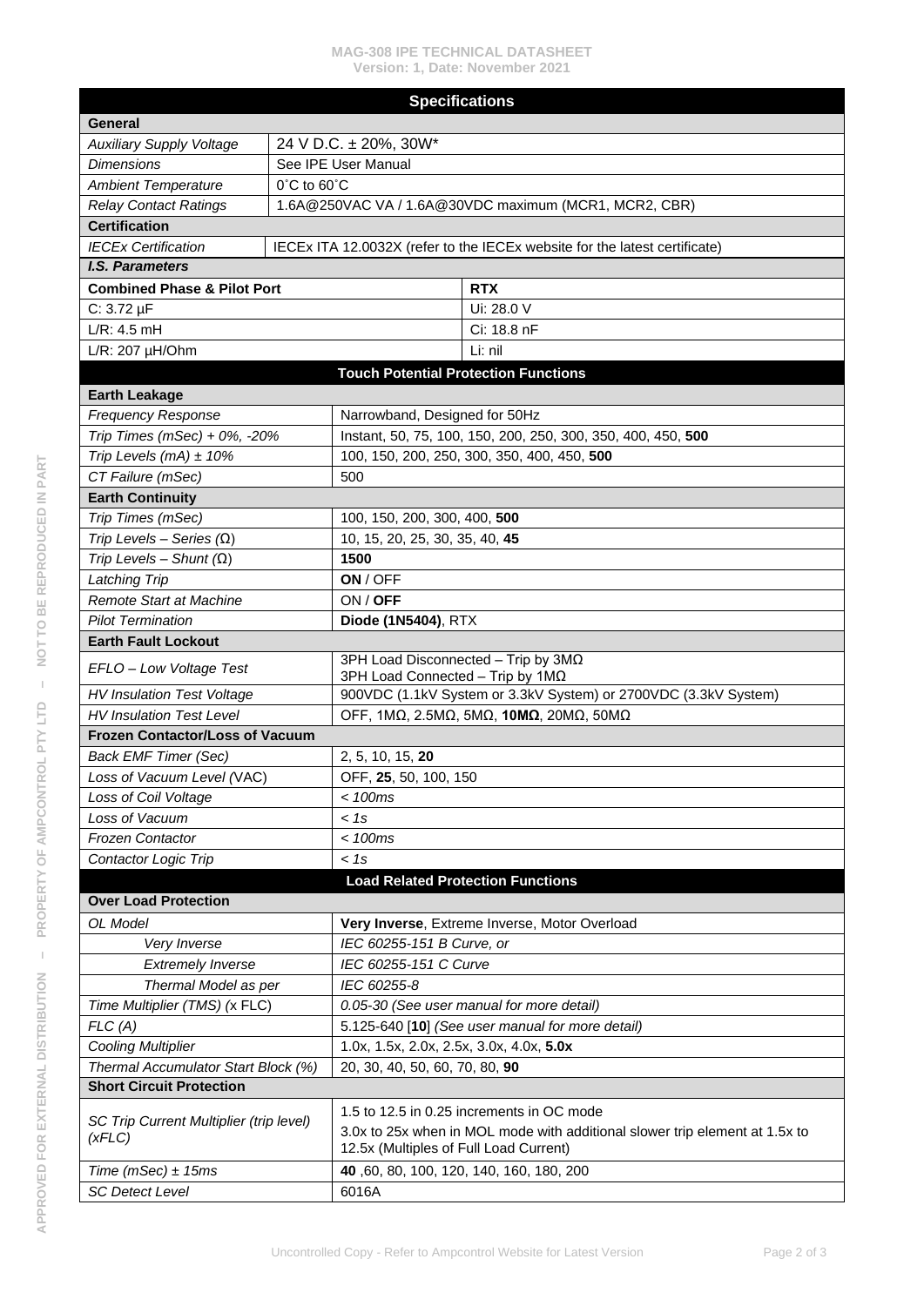## Specifications

| Specifications | | |
|---|---|---|
| **General** | | |
| *Auxiliary Supply Voltage* | 24 V D.C. ± 20%, 30W* | |
| *Dimensions* | See IPE User Manual | |
| *Ambient Temperature* | 0˚C to 60˚C | |
| *Relay Contact Ratings* | 1.6A@250VAC VA / 1.6A@30VDC maximum (MCR1, MCR2, CBR) | |
| **Certification** | | |
| *IECEx Certification* | IECEx ITA 12.0032X (refer to the IECEx website for the latest certificate) | |
| ***I.S. Parameters*** | | |
| **Combined Phase & Pilot Port** | | **RTX** |
| C: 3.72 µF | | Ui: 28.0 V |
| L/R: 4.5 mH | | Ci: 18.8 nF |
| L/R: 207 µH/Ohm | | Li: nil |

## Touch Potential Protection Functions

| Touch Potential Protection Functions | |
|---|---|
| **Earth Leakage** | |
| *Frequency Response* | Narrowband, Designed for 50Hz |
| *Trip Times (mSec) + 0%, -20%* | Instant, 50, 75, 100, 150, 200, 250, 300, 350, 400, 450, **500** |
| *Trip Levels (mA) ± 10%* | 100, 150, 200, 250, 300, 350, 400, 450, **500** |
| *CT Failure (mSec)* | 500 |
| **Earth Continuity** | |
| *Trip Times (mSec)* | 100, 150, 200, 300, 400, **500** |
| *Trip Levels – Series (Ω)* | 10, 15, 20, 25, 30, 35, 40, **45** |
| *Trip Levels – Shunt (Ω)* | **1500** |
| *Latching Trip* | **ON** / OFF |
| *Remote Start at Machine* | ON / **OFF** |
| *Pilot Termination* | **Diode (1N5404)**, RTX |
| **Earth Fault Lockout** | |
| *EFLO – Low Voltage Test* | 3PH Load Disconnected – Trip by 3MΩ<br>3PH Load Connected – Trip by 1MΩ |
| *HV Insulation Test Voltage* | 900VDC (1.1kV System or 3.3kV System) or 2700VDC (3.3kV System) |
| *HV Insulation Test Level* | OFF, 1MΩ, 2.5MΩ, 5MΩ, **10MΩ**, 20MΩ, 50MΩ |
| **Frozen Contactor/Loss of Vacuum** | |
| *Back EMF Timer (Sec)* | 2, 5, 10, 15, **20** |
| *Loss of Vacuum Level (VAC)* | OFF, **25**, 50, 100, 150 |
| *Loss of Coil Voltage* | *< 100ms* |
| *Loss of Vacuum* | *< 1s* |
| *Frozen Contactor* | *< 100ms* |
| *Contactor Logic Trip* | *< 1s* |

## Load Related Protection Functions

| Load Related Protection Functions | |
|---|---|
| **Over Load Protection** | |
| *OL Model* | **Very Inverse**, Extreme Inverse, Motor Overload |
| *Very Inverse* | *IEC 60255-151 B Curve, or* |
| *Extremely Inverse* | *IEC 60255-151 C Curve* |
| *Thermal Model as per* | *IEC 60255-8* |
| *Time Multiplier (TMS) (x FLC)* | *0.05-30 (See user manual for more detail)* |
| *FLC (A)* | 5.125-640 [**10**] *(See user manual for more detail)* |
| *Cooling Multiplier* | 1.0x, 1.5x, 2.0x, 2.5x, 3.0x, 4.0x, **5.0x** |
| *Thermal Accumulator Start Block (%)* | 20, 30, 40, 50, 60, 70, 80, **90** |
| **Short Circuit Protection** | |
| *SC Trip Current Multiplier (trip level) (xFLC)* | 1.5 to 12.5 in 0.25 increments in OC mode<br>3.0x to 25x when in MOL mode with additional slower trip element at 1.5x to 12.5x (Multiples of Full Load Current) |
| *Time (mSec) ± 15ms* | **40** ,60, 80, 100, 120, 140, 160, 180, 200 |
| *SC Detect Level* | 6016A |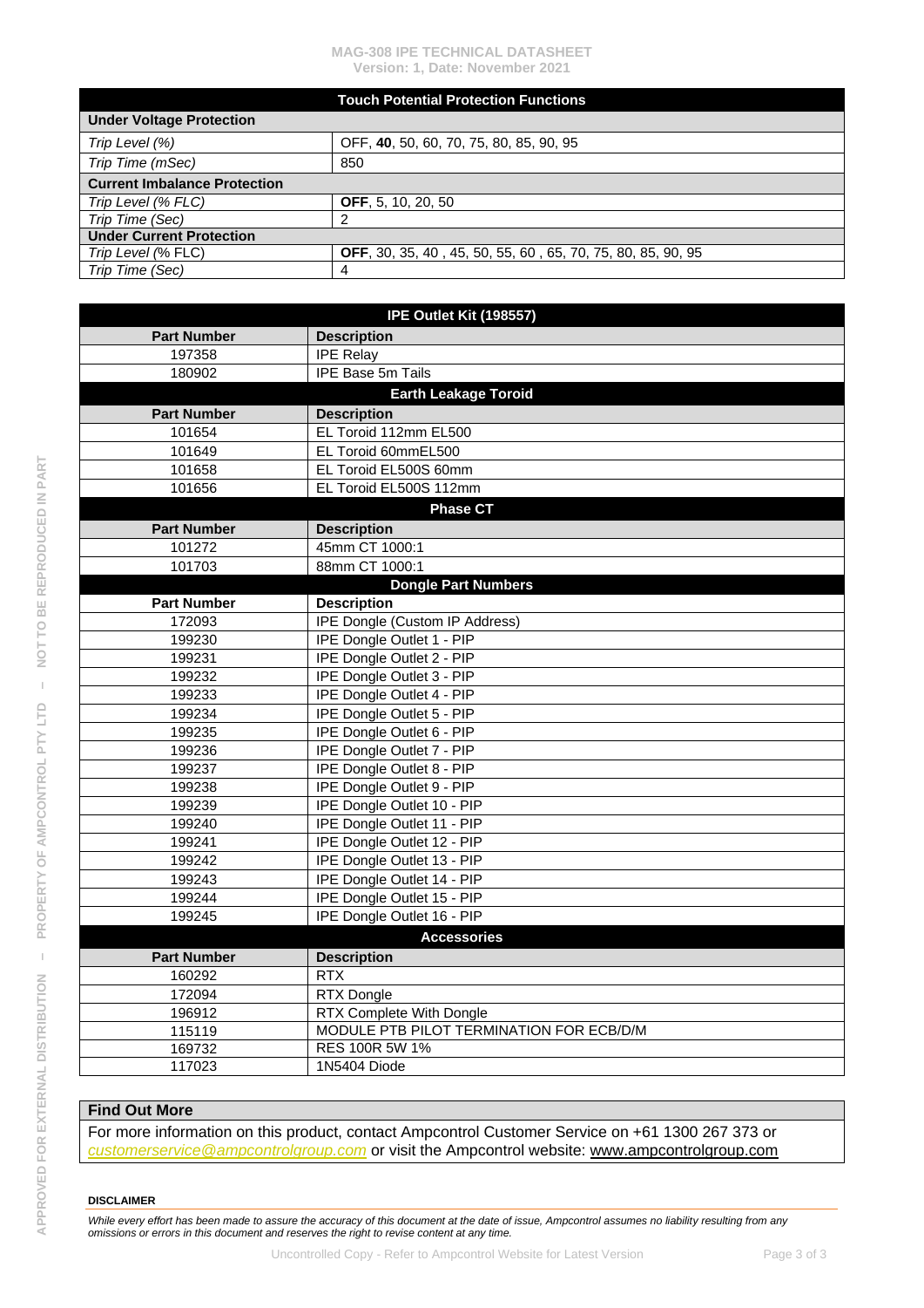| Touch Potential Protection Functions | |
|---|---|
| **Under Voltage Protection** | |
| *Trip Level (%)* | OFF, **40**, 50, 60, 70, 75, 80, 85, 90, 95 |
| *Trip Time (mSec)* | 850 |
| **Current Imbalance Protection** | |
| *Trip Level (% FLC)* | **OFF**, 5, 10, 20, 50 |
| *Trip Time (Sec)* | 2 |
| **Under Current Protection** | |
| *Trip Level (*% FLC) | **OFF**, 30, 35, 40 , 45, 50, 55, 60 , 65, 70, 75, 80, 85, 90, 95 |
| *Trip Time (Sec)* | 4 |

| IPE Outlet Kit (198557) | |
|---|---|
| **Part Number** | **Description** |
| 197358 | IPE Relay |
| 180902 | IPE Base 5m Tails |
| **Earth Leakage Toroid** | |
| **Part Number** | **Description** |
| 101654 | EL Toroid 112mm EL500 |
| 101649 | EL Toroid 60mmEL500 |
| 101658 | EL Toroid EL500S 60mm |
| 101656 | EL Toroid EL500S 112mm |
| **Phase CT** | |
| **Part Number** | **Description** |
| 101272 | 45mm CT 1000:1 |
| 101703 | 88mm CT 1000:1 |
| **Dongle Part Numbers** | |
| **Part Number** | **Description** |
| 172093 | IPE Dongle (Custom IP Address) |
| 199230 | IPE Dongle Outlet 1 - PIP |
| 199231 | IPE Dongle Outlet 2 - PIP |
| 199232 | IPE Dongle Outlet 3 - PIP |
| 199233 | IPE Dongle Outlet 4 - PIP |
| 199234 | IPE Dongle Outlet 5 - PIP |
| 199235 | IPE Dongle Outlet 6 - PIP |
| 199236 | IPE Dongle Outlet 7 - PIP |
| 199237 | IPE Dongle Outlet 8 - PIP |
| 199238 | IPE Dongle Outlet 9 - PIP |
| 199239 | IPE Dongle Outlet 10 - PIP |
| 199240 | IPE Dongle Outlet 11 - PIP |
| 199241 | IPE Dongle Outlet 12 - PIP |
| 199242 | IPE Dongle Outlet 13 - PIP |
| 199243 | IPE Dongle Outlet 14 - PIP |
| 199244 | IPE Dongle Outlet 15 - PIP |
| 199245 | IPE Dongle Outlet 16 - PIP |
| **Accessories** | |
| **Part Number** | **Description** |
| 160292 | RTX |
| 172094 | RTX Dongle |
| 196912 | RTX Complete With Dongle |
| 115119 | MODULE PTB PILOT TERMINATION FOR ECB/D/M |
| 169732 | RES 100R 5W 1% |
| 117023 | 1N5404 Diode |

## Find Out More

For more information on this product, contact Ampcontrol Customer Service on +61 1300 267 373 or *customerservice@ampcontrolgroup.com* or visit the Ampcontrol website: www.ampcontrolgroup.com

**DISCLAIMER**

*While every effort has been made to assure the accuracy of this document at the date of issue, Ampcontrol assumes no liability resulting from any omissions or errors in this document and reserves the right to revise content at any time.*